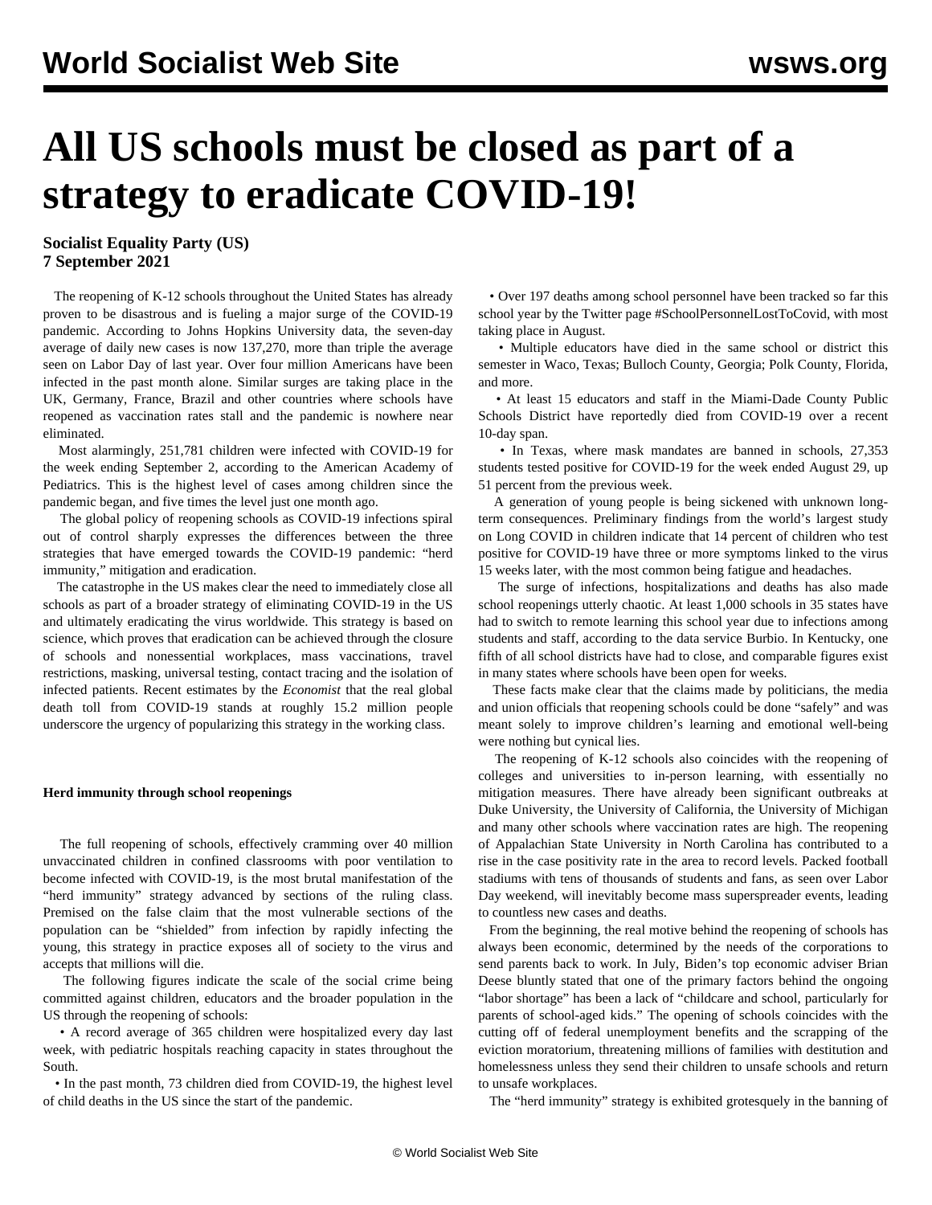# All US schools must be closed as part of a strategy to eradicate COVID-19!

**Socialist Equality Party (US)**
**7 September 2021**

The reopening of K-12 schools throughout the United States has already proven to be disastrous and is fueling a major surge of the COVID-19 pandemic. According to Johns Hopkins University data, the seven-day average of daily new cases is now 137,270, more than triple the average seen on Labor Day of last year. Over four million Americans have been infected in the past month alone. Similar surges are taking place in the UK, Germany, France, Brazil and other countries where schools have reopened as vaccination rates stall and the pandemic is nowhere near eliminated.

Most alarmingly, 251,781 children were infected with COVID-19 for the week ending September 2, according to the American Academy of Pediatrics. This is the highest level of cases among children since the pandemic began, and five times the level just one month ago.

The global policy of reopening schools as COVID-19 infections spiral out of control sharply expresses the differences between the three strategies that have emerged towards the COVID-19 pandemic: "herd immunity," mitigation and eradication.

The catastrophe in the US makes clear the need to immediately close all schools as part of a broader strategy of eliminating COVID-19 in the US and ultimately eradicating the virus worldwide. This strategy is based on science, which proves that eradication can be achieved through the closure of schools and nonessential workplaces, mass vaccinations, travel restrictions, masking, universal testing, contact tracing and the isolation of infected patients. Recent estimates by the *Economist* that the real global death toll from COVID-19 stands at roughly 15.2 million people underscore the urgency of popularizing this strategy in the working class.

**Herd immunity through school reopenings**

The full reopening of schools, effectively cramming over 40 million unvaccinated children in confined classrooms with poor ventilation to become infected with COVID-19, is the most brutal manifestation of the "herd immunity" strategy advanced by sections of the ruling class. Premised on the false claim that the most vulnerable sections of the population can be "shielded" from infection by rapidly infecting the young, this strategy in practice exposes all of society to the virus and accepts that millions will die.

The following figures indicate the scale of the social crime being committed against children, educators and the broader population in the US through the reopening of schools:

- A record average of 365 children were hospitalized every day last week, with pediatric hospitals reaching capacity in states throughout the South.
- In the past month, 73 children died from COVID-19, the highest level of child deaths in the US since the start of the pandemic.
- Over 197 deaths among school personnel have been tracked so far this school year by the Twitter page #SchoolPersonnelLostToCovid, with most taking place in August.
- Multiple educators have died in the same school or district this semester in Waco, Texas; Bulloch County, Georgia; Polk County, Florida, and more.
- At least 15 educators and staff in the Miami-Dade County Public Schools District have reportedly died from COVID-19 over a recent 10-day span.
- In Texas, where mask mandates are banned in schools, 27,353 students tested positive for COVID-19 for the week ended August 29, up 51 percent from the previous week.

A generation of young people is being sickened with unknown long-term consequences. Preliminary findings from the world's largest study on Long COVID in children indicate that 14 percent of children who test positive for COVID-19 have three or more symptoms linked to the virus 15 weeks later, with the most common being fatigue and headaches.

The surge of infections, hospitalizations and deaths has also made school reopenings utterly chaotic. At least 1,000 schools in 35 states have had to switch to remote learning this school year due to infections among students and staff, according to the data service Burbio. In Kentucky, one fifth of all school districts have had to close, and comparable figures exist in many states where schools have been open for weeks.

These facts make clear that the claims made by politicians, the media and union officials that reopening schools could be done "safely" and was meant solely to improve children's learning and emotional well-being were nothing but cynical lies.

The reopening of K-12 schools also coincides with the reopening of colleges and universities to in-person learning, with essentially no mitigation measures. There have already been significant outbreaks at Duke University, the University of California, the University of Michigan and many other schools where vaccination rates are high. The reopening of Appalachian State University in North Carolina has contributed to a rise in the case positivity rate in the area to record levels. Packed football stadiums with tens of thousands of students and fans, as seen over Labor Day weekend, will inevitably become mass superspreader events, leading to countless new cases and deaths.

From the beginning, the real motive behind the reopening of schools has always been economic, determined by the needs of the corporations to send parents back to work. In July, Biden's top economic adviser Brian Deese bluntly stated that one of the primary factors behind the ongoing "labor shortage" has been a lack of "childcare and school, particularly for parents of school-aged kids." The opening of schools coincides with the cutting off of federal unemployment benefits and the scrapping of the eviction moratorium, threatening millions of families with destitution and homelessness unless they send their children to unsafe schools and return to unsafe workplaces.

The "herd immunity" strategy is exhibited grotesquely in the banning of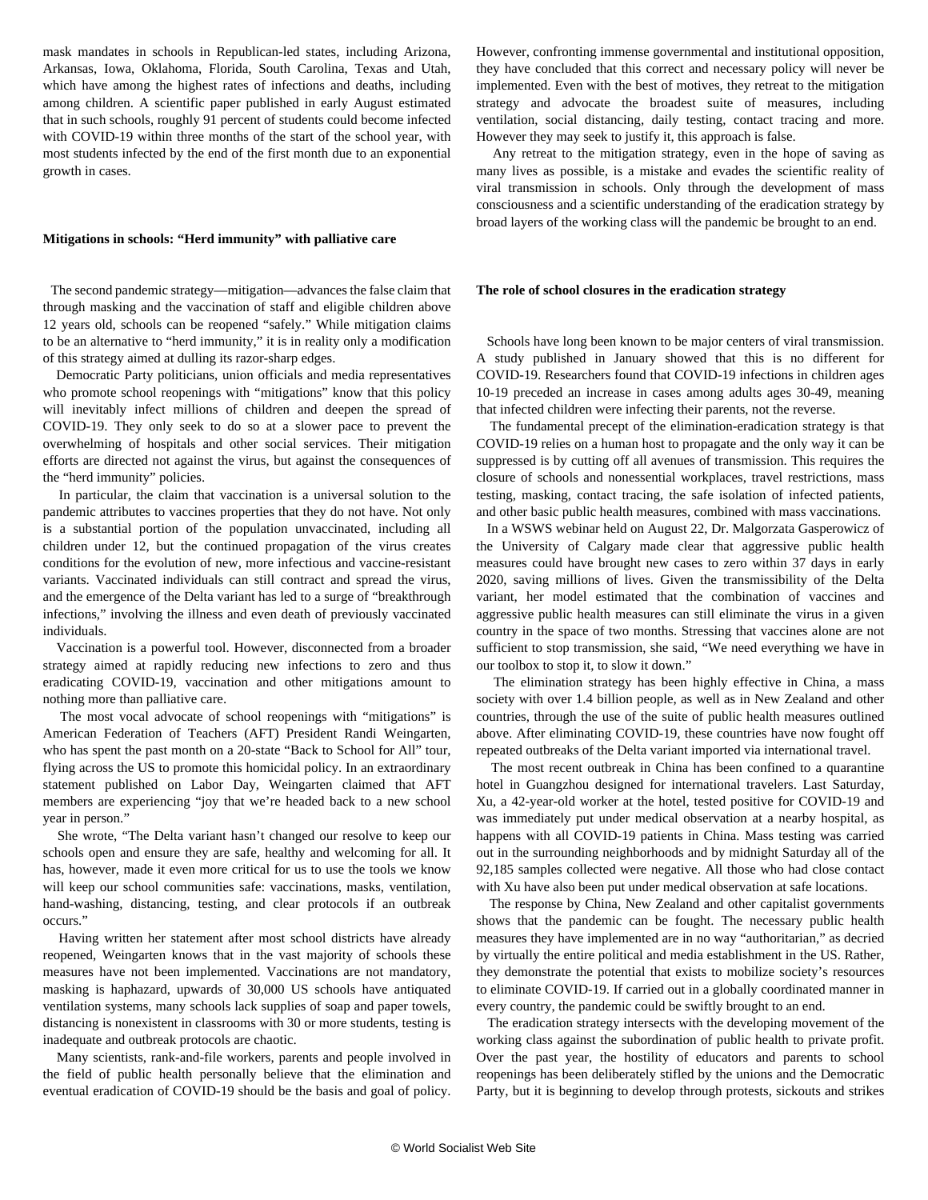mask mandates in schools in Republican-led states, including Arizona, Arkansas, Iowa, Oklahoma, Florida, South Carolina, Texas and Utah, which have among the highest rates of infections and deaths, including among children. A scientific paper published in early August estimated that in such schools, roughly 91 percent of students could become infected with COVID-19 within three months of the start of the school year, with most students infected by the end of the first month due to an exponential growth in cases.

**Mitigations in schools: "Herd immunity" with palliative care**

The second pandemic strategy—mitigation—advances the false claim that through masking and the vaccination of staff and eligible children above 12 years old, schools can be reopened "safely." While mitigation claims to be an alternative to "herd immunity," it is in reality only a modification of this strategy aimed at dulling its razor-sharp edges.

Democratic Party politicians, union officials and media representatives who promote school reopenings with "mitigations" know that this policy will inevitably infect millions of children and deepen the spread of COVID-19. They only seek to do so at a slower pace to prevent the overwhelming of hospitals and other social services. Their mitigation efforts are directed not against the virus, but against the consequences of the "herd immunity" policies.

In particular, the claim that vaccination is a universal solution to the pandemic attributes to vaccines properties that they do not have. Not only is a substantial portion of the population unvaccinated, including all children under 12, but the continued propagation of the virus creates conditions for the evolution of new, more infectious and vaccine-resistant variants. Vaccinated individuals can still contract and spread the virus, and the emergence of the Delta variant has led to a surge of "breakthrough infections," involving the illness and even death of previously vaccinated individuals.

Vaccination is a powerful tool. However, disconnected from a broader strategy aimed at rapidly reducing new infections to zero and thus eradicating COVID-19, vaccination and other mitigations amount to nothing more than palliative care.

The most vocal advocate of school reopenings with "mitigations" is American Federation of Teachers (AFT) President Randi Weingarten, who has spent the past month on a 20-state "Back to School for All" tour, flying across the US to promote this homicidal policy. In an extraordinary statement published on Labor Day, Weingarten claimed that AFT members are experiencing "joy that we're headed back to a new school year in person."

She wrote, "The Delta variant hasn't changed our resolve to keep our schools open and ensure they are safe, healthy and welcoming for all. It has, however, made it even more critical for us to use the tools we know will keep our school communities safe: vaccinations, masks, ventilation, hand-washing, distancing, testing, and clear protocols if an outbreak occurs."

Having written her statement after most school districts have already reopened, Weingarten knows that in the vast majority of schools these measures have not been implemented. Vaccinations are not mandatory, masking is haphazard, upwards of 30,000 US schools have antiquated ventilation systems, many schools lack supplies of soap and paper towels, distancing is nonexistent in classrooms with 30 or more students, testing is inadequate and outbreak protocols are chaotic.

Many scientists, rank-and-file workers, parents and people involved in the field of public health personally believe that the elimination and eventual eradication of COVID-19 should be the basis and goal of policy. However, confronting immense governmental and institutional opposition, they have concluded that this correct and necessary policy will never be implemented. Even with the best of motives, they retreat to the mitigation strategy and advocate the broadest suite of measures, including ventilation, social distancing, daily testing, contact tracing and more. However they may seek to justify it, this approach is false.

Any retreat to the mitigation strategy, even in the hope of saving as many lives as possible, is a mistake and evades the scientific reality of viral transmission in schools. Only through the development of mass consciousness and a scientific understanding of the eradication strategy by broad layers of the working class will the pandemic be brought to an end.

**The role of school closures in the eradication strategy**

Schools have long been known to be major centers of viral transmission. A study published in January showed that this is no different for COVID-19. Researchers found that COVID-19 infections in children ages 10-19 preceded an increase in cases among adults ages 30-49, meaning that infected children were infecting their parents, not the reverse.

The fundamental precept of the elimination-eradication strategy is that COVID-19 relies on a human host to propagate and the only way it can be suppressed is by cutting off all avenues of transmission. This requires the closure of schools and nonessential workplaces, travel restrictions, mass testing, masking, contact tracing, the safe isolation of infected patients, and other basic public health measures, combined with mass vaccinations.

In a WSWS webinar held on August 22, Dr. Malgorzata Gasperowicz of the University of Calgary made clear that aggressive public health measures could have brought new cases to zero within 37 days in early 2020, saving millions of lives. Given the transmissibility of the Delta variant, her model estimated that the combination of vaccines and aggressive public health measures can still eliminate the virus in a given country in the space of two months. Stressing that vaccines alone are not sufficient to stop transmission, she said, "We need everything we have in our toolbox to stop it, to slow it down."

The elimination strategy has been highly effective in China, a mass society with over 1.4 billion people, as well as in New Zealand and other countries, through the use of the suite of public health measures outlined above. After eliminating COVID-19, these countries have now fought off repeated outbreaks of the Delta variant imported via international travel.

The most recent outbreak in China has been confined to a quarantine hotel in Guangzhou designed for international travelers. Last Saturday, Xu, a 42-year-old worker at the hotel, tested positive for COVID-19 and was immediately put under medical observation at a nearby hospital, as happens with all COVID-19 patients in China. Mass testing was carried out in the surrounding neighborhoods and by midnight Saturday all of the 92,185 samples collected were negative. All those who had close contact with Xu have also been put under medical observation at safe locations.

The response by China, New Zealand and other capitalist governments shows that the pandemic can be fought. The necessary public health measures they have implemented are in no way "authoritarian," as decried by virtually the entire political and media establishment in the US. Rather, they demonstrate the potential that exists to mobilize society's resources to eliminate COVID-19. If carried out in a globally coordinated manner in every country, the pandemic could be swiftly brought to an end.

The eradication strategy intersects with the developing movement of the working class against the subordination of public health to private profit. Over the past year, the hostility of educators and parents to school reopenings has been deliberately stifled by the unions and the Democratic Party, but it is beginning to develop through protests, sickouts and strikes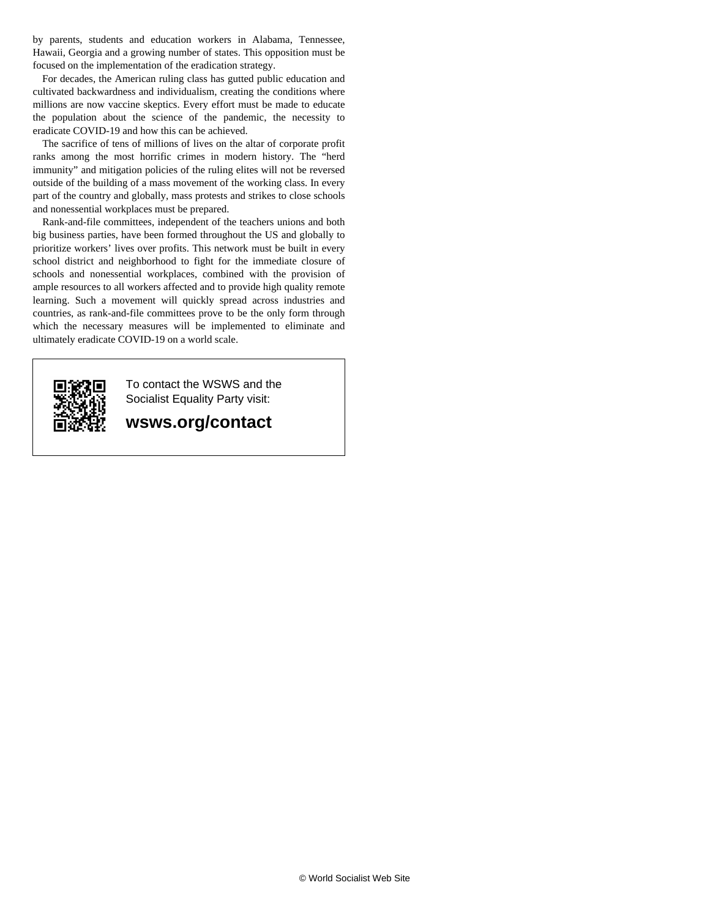by parents, students and education workers in Alabama, Tennessee, Hawaii, Georgia and a growing number of states. This opposition must be focused on the implementation of the eradication strategy.

For decades, the American ruling class has gutted public education and cultivated backwardness and individualism, creating the conditions where millions are now vaccine skeptics. Every effort must be made to educate the population about the science of the pandemic, the necessity to eradicate COVID-19 and how this can be achieved.

The sacrifice of tens of millions of lives on the altar of corporate profit ranks among the most horrific crimes in modern history. The "herd immunity" and mitigation policies of the ruling elites will not be reversed outside of the building of a mass movement of the working class. In every part of the country and globally, mass protests and strikes to close schools and nonessential workplaces must be prepared.

Rank-and-file committees, independent of the teachers unions and both big business parties, have been formed throughout the US and globally to prioritize workers' lives over profits. This network must be built in every school district and neighborhood to fight for the immediate closure of schools and nonessential workplaces, combined with the provision of ample resources to all workers affected and to provide high quality remote learning. Such a movement will quickly spread across industries and countries, as rank-and-file committees prove to be the only form through which the necessary measures will be implemented to eliminate and ultimately eradicate COVID-19 on a world scale.

To contact the WSWS and the Socialist Equality Party visit:

**wsws.org/contact**